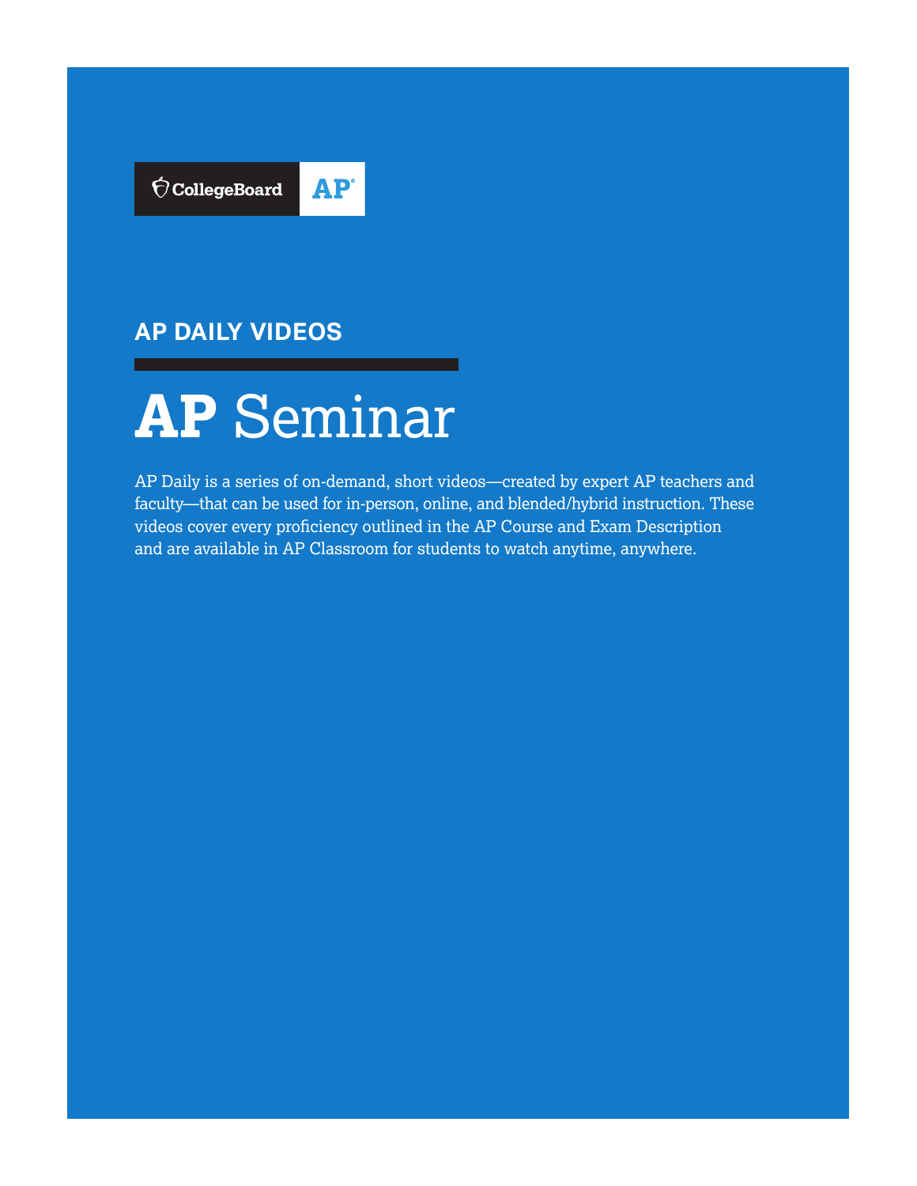CollegeBoard AP

## AP DAILY VIDEOS

# AP Seminar

AP Daily is a series of on-demand, short videos—created by expert AP teachers and faculty—that can be used for in-person, online, and blended/hybrid instruction. These videos cover every proficiency outlined in the AP Course and Exam Description and are available in AP Classroom for students to watch anytime, anywhere.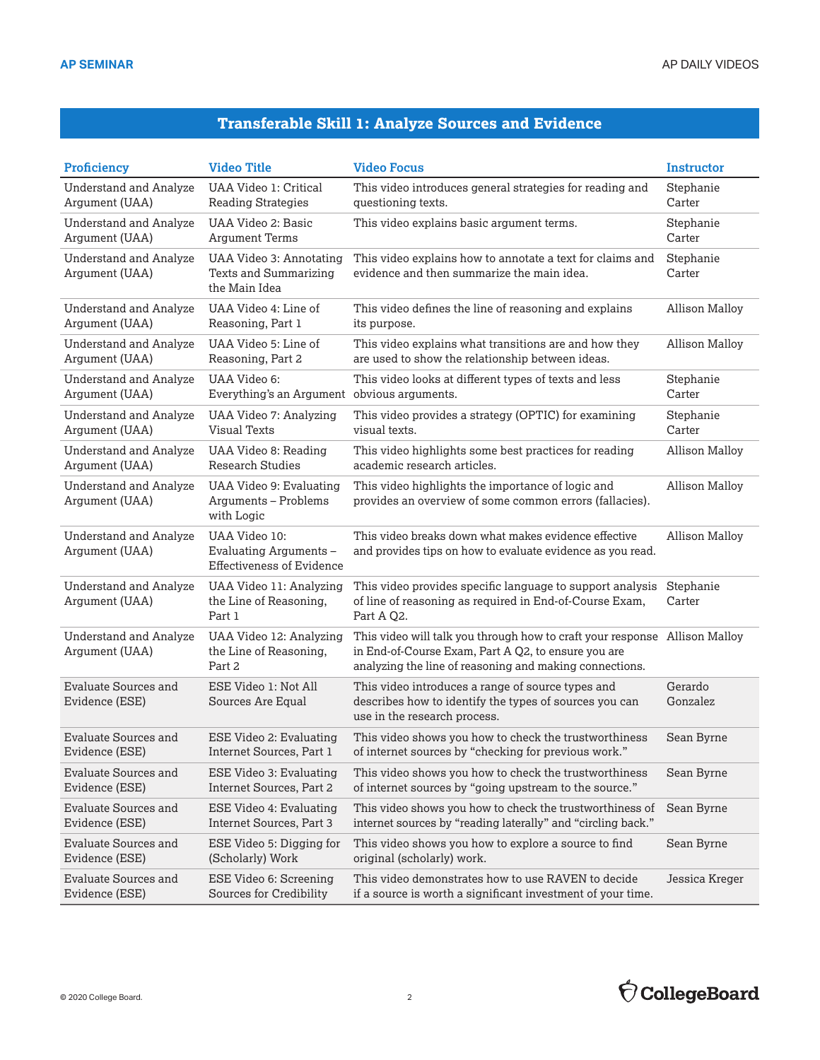## Transferable Skill 1: Analyze Sources and Evidence

| Proficiency | Video Title | Video Focus | Instructor |
|---|---|---|---|
| Understand and Analyze Argument (UAA) | UAA Video 1: Critical Reading Strategies | This video introduces general strategies for reading and questioning texts. | Stephanie Carter |
| Understand and Analyze Argument (UAA) | UAA Video 2: Basic Argument Terms | This video explains basic argument terms. | Stephanie Carter |
| Understand and Analyze Argument (UAA) | UAA Video 3: Annotating Texts and Summarizing the Main Idea | This video explains how to annotate a text for claims and evidence and then summarize the main idea. | Stephanie Carter |
| Understand and Analyze Argument (UAA) | UAA Video 4: Line of Reasoning, Part 1 | This video defines the line of reasoning and explains its purpose. | Allison Malloy |
| Understand and Analyze Argument (UAA) | UAA Video 5: Line of Reasoning, Part 2 | This video explains what transitions are and how they are used to show the relationship between ideas. | Allison Malloy |
| Understand and Analyze Argument (UAA) | UAA Video 6: Everything's an Argument | This video looks at different types of texts and less obvious arguments. | Stephanie Carter |
| Understand and Analyze Argument (UAA) | UAA Video 7: Analyzing Visual Texts | This video provides a strategy (OPTIC) for examining visual texts. | Stephanie Carter |
| Understand and Analyze Argument (UAA) | UAA Video 8: Reading Research Studies | This video highlights some best practices for reading academic research articles. | Allison Malloy |
| Understand and Analyze Argument (UAA) | UAA Video 9: Evaluating Arguments – Problems with Logic | This video highlights the importance of logic and provides an overview of some common errors (fallacies). | Allison Malloy |
| Understand and Analyze Argument (UAA) | UAA Video 10: Evaluating Arguments – Effectiveness of Evidence | This video breaks down what makes evidence effective and provides tips on how to evaluate evidence as you read. | Allison Malloy |
| Understand and Analyze Argument (UAA) | UAA Video 11: Analyzing the Line of Reasoning, Part 1 | This video provides specific language to support analysis of line of reasoning as required in End-of-Course Exam, Part A Q2. | Stephanie Carter |
| Understand and Analyze Argument (UAA) | UAA Video 12: Analyzing the Line of Reasoning, Part 2 | This video will talk you through how to craft your response in End-of-Course Exam, Part A Q2, to ensure you are analyzing the line of reasoning and making connections. | Allison Malloy |
| Evaluate Sources and Evidence (ESE) | ESE Video 1: Not All Sources Are Equal | This video introduces a range of source types and describes how to identify the types of sources you can use in the research process. | Gerardo Gonzalez |
| Evaluate Sources and Evidence (ESE) | ESE Video 2: Evaluating Internet Sources, Part 1 | This video shows you how to check the trustworthiness of internet sources by "checking for previous work." | Sean Byrne |
| Evaluate Sources and Evidence (ESE) | ESE Video 3: Evaluating Internet Sources, Part 2 | This video shows you how to check the trustworthiness of internet sources by "going upstream to the source." | Sean Byrne |
| Evaluate Sources and Evidence (ESE) | ESE Video 4: Evaluating Internet Sources, Part 3 | This video shows you how to check the trustworthiness of internet sources by "reading laterally" and "circling back." | Sean Byrne |
| Evaluate Sources and Evidence (ESE) | ESE Video 5: Digging for (Scholarly) Work | This video shows you how to explore a source to find original (scholarly) work. | Sean Byrne |
| Evaluate Sources and Evidence (ESE) | ESE Video 6: Screening Sources for Credibility | This video demonstrates how to use RAVEN to decide if a source is worth a significant investment of your time. | Jessica Kreger |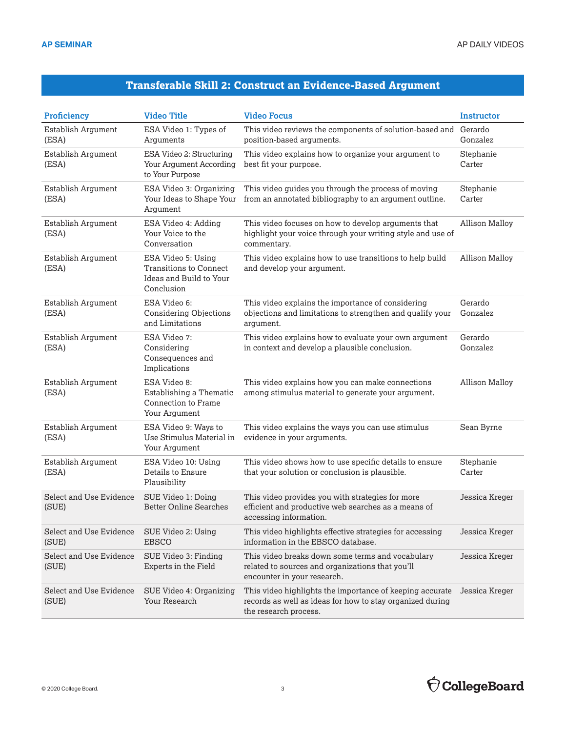## Transferable Skill 2: Construct an Evidence-Based Argument

| Proficiency | Video Title | Video Focus | Instructor |
|---|---|---|---|
| Establish Argument (ESA) | ESA Video 1: Types of Arguments | This video reviews the components of solution-based and position-based arguments. | Gerardo Gonzalez |
| Establish Argument (ESA) | ESA Video 2: Structuring Your Argument According to Your Purpose | This video explains how to organize your argument to best fit your purpose. | Stephanie Carter |
| Establish Argument (ESA) | ESA Video 3: Organizing Your Ideas to Shape Your Argument | This video guides you through the process of moving from an annotated bibliography to an argument outline. | Stephanie Carter |
| Establish Argument (ESA) | ESA Video 4: Adding Your Voice to the Conversation | This video focuses on how to develop arguments that highlight your voice through your writing style and use of commentary. | Allison Malloy |
| Establish Argument (ESA) | ESA Video 5: Using Transitions to Connect Ideas and Build to Your Conclusion | This video explains how to use transitions to help build and develop your argument. | Allison Malloy |
| Establish Argument (ESA) | ESA Video 6: Considering Objections and Limitations | This video explains the importance of considering objections and limitations to strengthen and qualify your argument. | Gerardo Gonzalez |
| Establish Argument (ESA) | ESA Video 7: Considering Consequences and Implications | This video explains how to evaluate your own argument in context and develop a plausible conclusion. | Gerardo Gonzalez |
| Establish Argument (ESA) | ESA Video 8: Establishing a Thematic Connection to Frame Your Argument | This video explains how you can make connections among stimulus material to generate your argument. | Allison Malloy |
| Establish Argument (ESA) | ESA Video 9: Ways to Use Stimulus Material in Your Argument | This video explains the ways you can use stimulus evidence in your arguments. | Sean Byrne |
| Establish Argument (ESA) | ESA Video 10: Using Details to Ensure Plausibility | This video shows how to use specific details to ensure that your solution or conclusion is plausible. | Stephanie Carter |
| Select and Use Evidence (SUE) | SUE Video 1: Doing Better Online Searches | This video provides you with strategies for more efficient and productive web searches as a means of accessing information. | Jessica Kreger |
| Select and Use Evidence (SUE) | SUE Video 2: Using EBSCO | This video highlights effective strategies for accessing information in the EBSCO database. | Jessica Kreger |
| Select and Use Evidence (SUE) | SUE Video 3: Finding Experts in the Field | This video breaks down some terms and vocabulary related to sources and organizations that you'll encounter in your research. | Jessica Kreger |
| Select and Use Evidence (SUE) | SUE Video 4: Organizing Your Research | This video highlights the importance of keeping accurate records as well as ideas for how to stay organized during the research process. | Jessica Kreger |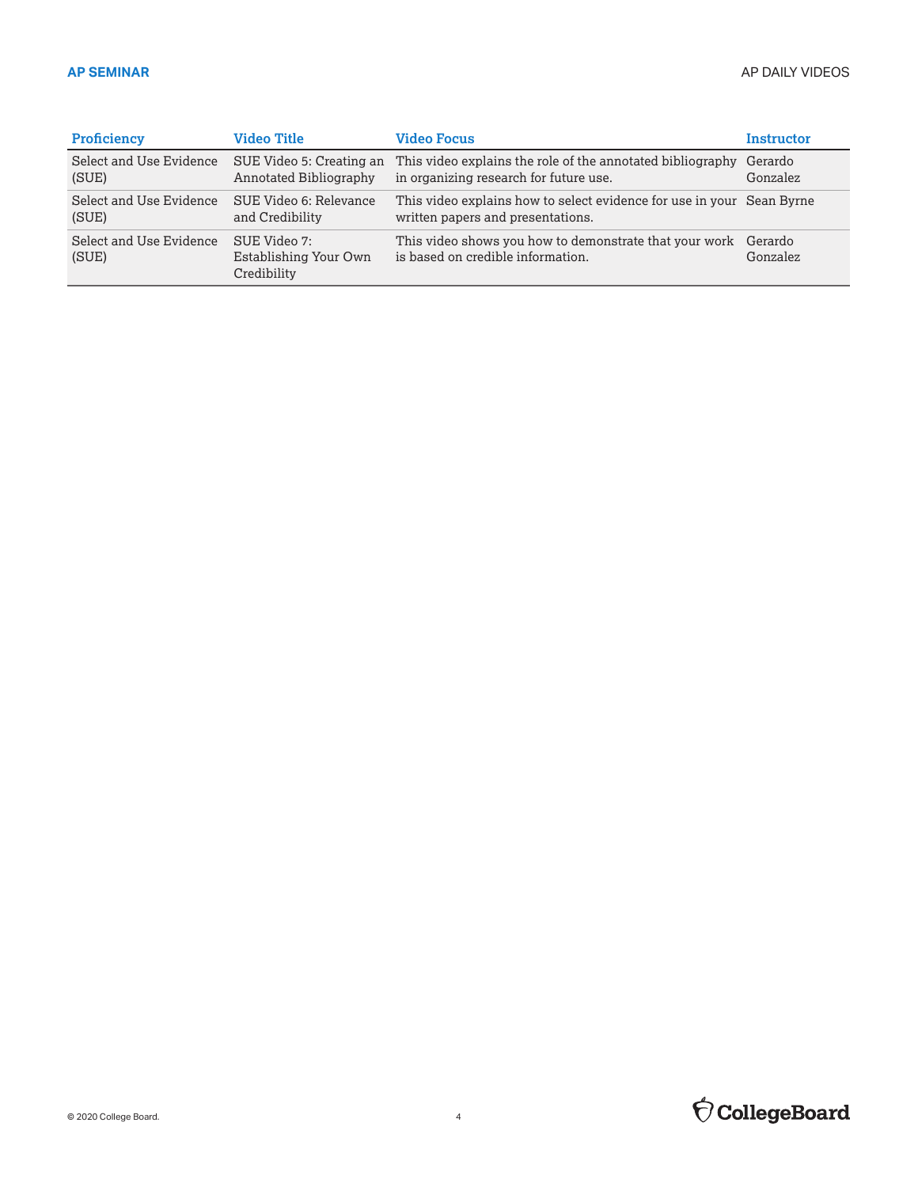| Proficiency | Video Title | Video Focus | Instructor |
|---|---|---|---|
| Select and Use Evidence (SUE) | SUE Video 5: Creating an Annotated Bibliography | This video explains the role of the annotated bibliography in organizing research for future use. | Gerardo Gonzalez |
| Select and Use Evidence (SUE) | SUE Video 6: Relevance and Credibility | This video explains how to select evidence for use in your written papers and presentations. | Sean Byrne |
| Select and Use Evidence (SUE) | SUE Video 7: Establishing Your Own Credibility | This video shows you how to demonstrate that your work is based on credible information. | Gerardo Gonzalez |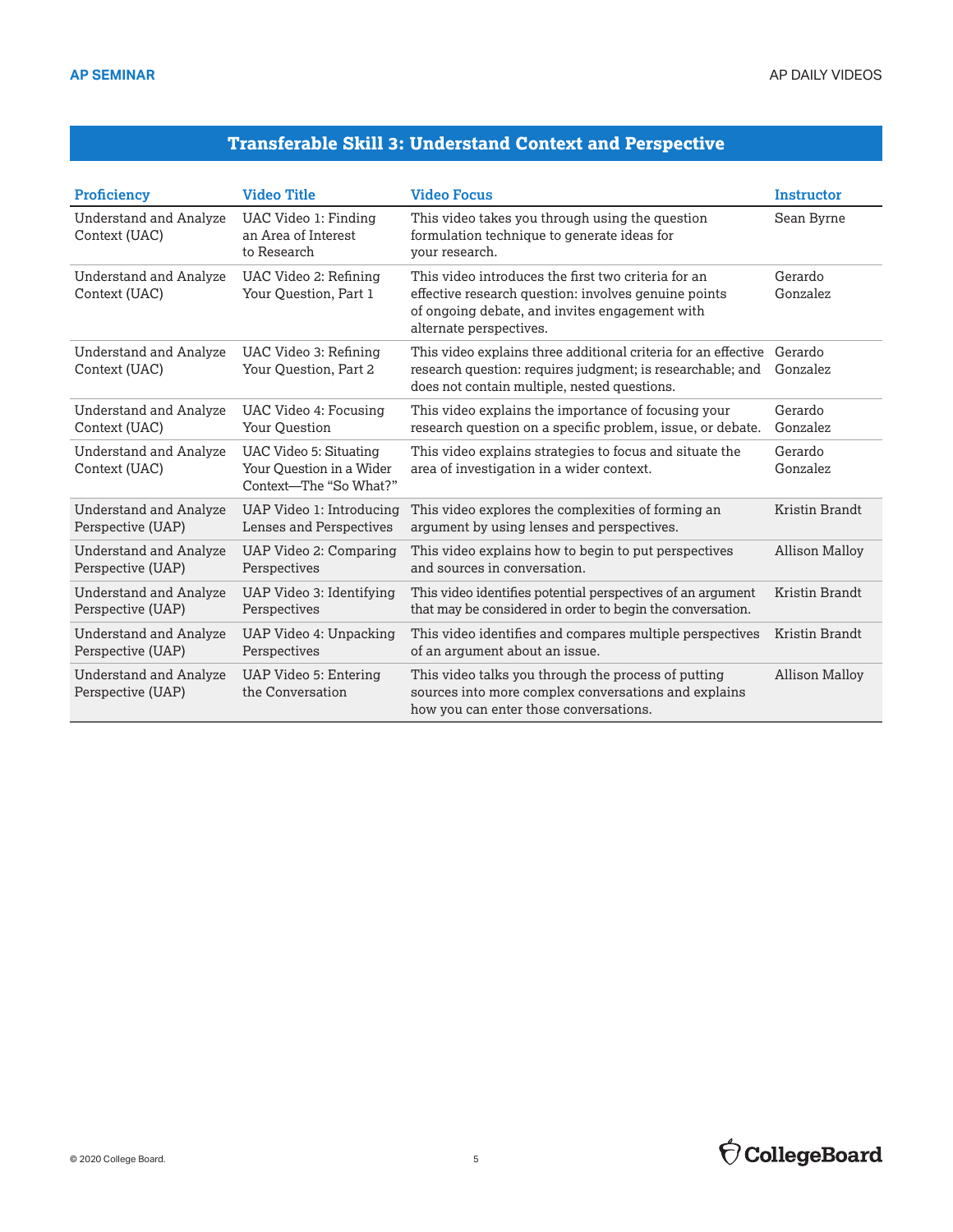## Transferable Skill 3: Understand Context and Perspective

| Proficiency | Video Title | Video Focus | Instructor |
|---|---|---|---|
| Understand and Analyze Context (UAC) | UAC Video 1: Finding an Area of Interest to Research | This video takes you through using the question formulation technique to generate ideas for your research. | Sean Byrne |
| Understand and Analyze Context (UAC) | UAC Video 2: Refining Your Question, Part 1 | This video introduces the first two criteria for an effective research question: involves genuine points of ongoing debate, and invites engagement with alternate perspectives. | Gerardo Gonzalez |
| Understand and Analyze Context (UAC) | UAC Video 3: Refining Your Question, Part 2 | This video explains three additional criteria for an effective research question: requires judgment; is researchable; and does not contain multiple, nested questions. | Gerardo Gonzalez |
| Understand and Analyze Context (UAC) | UAC Video 4: Focusing Your Question | This video explains the importance of focusing your research question on a specific problem, issue, or debate. | Gerardo Gonzalez |
| Understand and Analyze Context (UAC) | UAC Video 5: Situating Your Question in a Wider Context—The "So What?" | This video explains strategies to focus and situate the area of investigation in a wider context. | Gerardo Gonzalez |
| Understand and Analyze Perspective (UAP) | UAP Video 1: Introducing Lenses and Perspectives | This video explores the complexities of forming an argument by using lenses and perspectives. | Kristin Brandt |
| Understand and Analyze Perspective (UAP) | UAP Video 2: Comparing Perspectives | This video explains how to begin to put perspectives and sources in conversation. | Allison Malloy |
| Understand and Analyze Perspective (UAP) | UAP Video 3: Identifying Perspectives | This video identifies potential perspectives of an argument that may be considered in order to begin the conversation. | Kristin Brandt |
| Understand and Analyze Perspective (UAP) | UAP Video 4: Unpacking Perspectives | This video identifies and compares multiple perspectives of an argument about an issue. | Kristin Brandt |
| Understand and Analyze Perspective (UAP) | UAP Video 5: Entering the Conversation | This video talks you through the process of putting sources into more complex conversations and explains how you can enter those conversations. | Allison Malloy |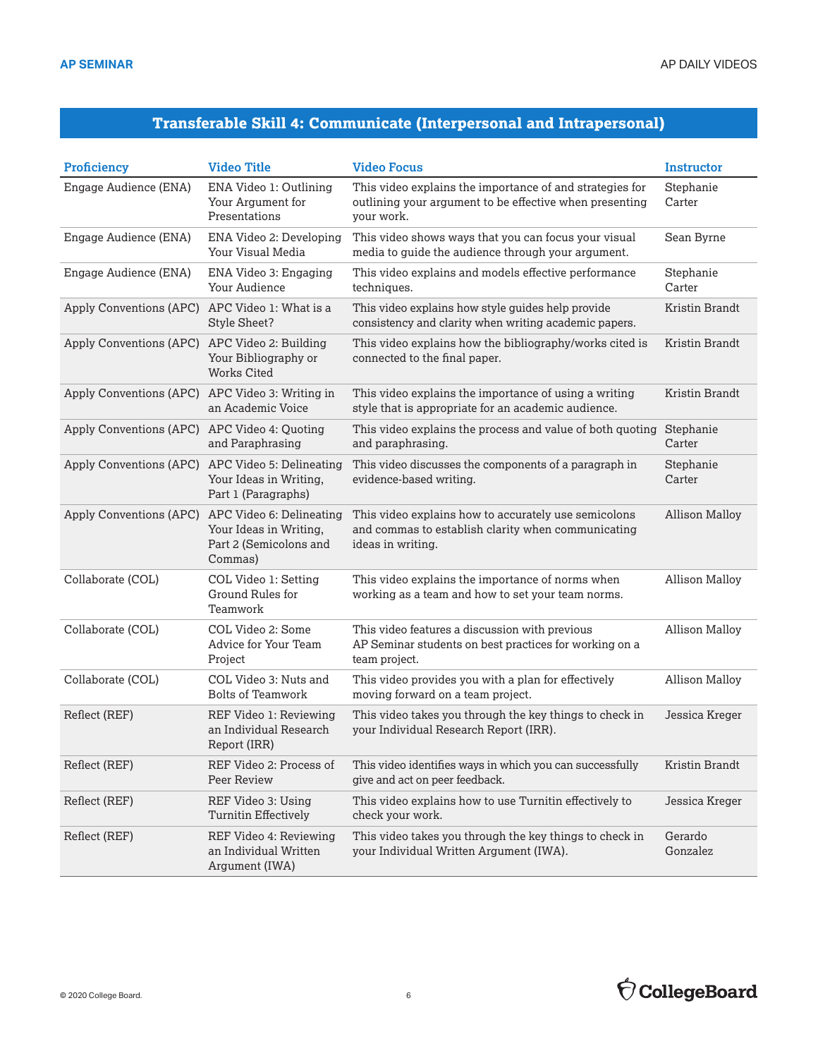## Transferable Skill 4: Communicate (Interpersonal and Intrapersonal)

| Proficiency | Video Title | Video Focus | Instructor |
|---|---|---|---|
| Engage Audience (ENA) | ENA Video 1: Outlining Your Argument for Presentations | This video explains the importance of and strategies for outlining your argument to be effective when presenting your work. | Stephanie Carter |
| Engage Audience (ENA) | ENA Video 2: Developing Your Visual Media | This video shows ways that you can focus your visual media to guide the audience through your argument. | Sean Byrne |
| Engage Audience (ENA) | ENA Video 3: Engaging Your Audience | This video explains and models effective performance techniques. | Stephanie Carter |
| Apply Conventions (APC) | APC Video 1: What is a Style Sheet? | This video explains how style guides help provide consistency and clarity when writing academic papers. | Kristin Brandt |
| Apply Conventions (APC) | APC Video 2: Building Your Bibliography or Works Cited | This video explains how the bibliography/works cited is connected to the final paper. | Kristin Brandt |
| Apply Conventions (APC) | APC Video 3: Writing in an Academic Voice | This video explains the importance of using a writing style that is appropriate for an academic audience. | Kristin Brandt |
| Apply Conventions (APC) | APC Video 4: Quoting and Paraphrasing | This video explains the process and value of both quoting and paraphrasing. | Stephanie Carter |
| Apply Conventions (APC) | APC Video 5: Delineating Your Ideas in Writing, Part 1 (Paragraphs) | This video discusses the components of a paragraph in evidence-based writing. | Stephanie Carter |
| Apply Conventions (APC) | APC Video 6: Delineating Your Ideas in Writing, Part 2 (Semicolons and Commas) | This video explains how to accurately use semicolons and commas to establish clarity when communicating ideas in writing. | Allison Malloy |
| Collaborate (COL) | COL Video 1: Setting Ground Rules for Teamwork | This video explains the importance of norms when working as a team and how to set your team norms. | Allison Malloy |
| Collaborate (COL) | COL Video 2: Some Advice for Your Team Project | This video features a discussion with previous AP Seminar students on best practices for working on a team project. | Allison Malloy |
| Collaborate (COL) | COL Video 3: Nuts and Bolts of Teamwork | This video provides you with a plan for effectively moving forward on a team project. | Allison Malloy |
| Reflect (REF) | REF Video 1: Reviewing an Individual Research Report (IRR) | This video takes you through the key things to check in your Individual Research Report (IRR). | Jessica Kreger |
| Reflect (REF) | REF Video 2: Process of Peer Review | This video identifies ways in which you can successfully give and act on peer feedback. | Kristin Brandt |
| Reflect (REF) | REF Video 3: Using Turnitin Effectively | This video explains how to use Turnitin effectively to check your work. | Jessica Kreger |
| Reflect (REF) | REF Video 4: Reviewing an Individual Written Argument (IWA) | This video takes you through the key things to check in your Individual Written Argument (IWA). | Gerardo Gonzalez |